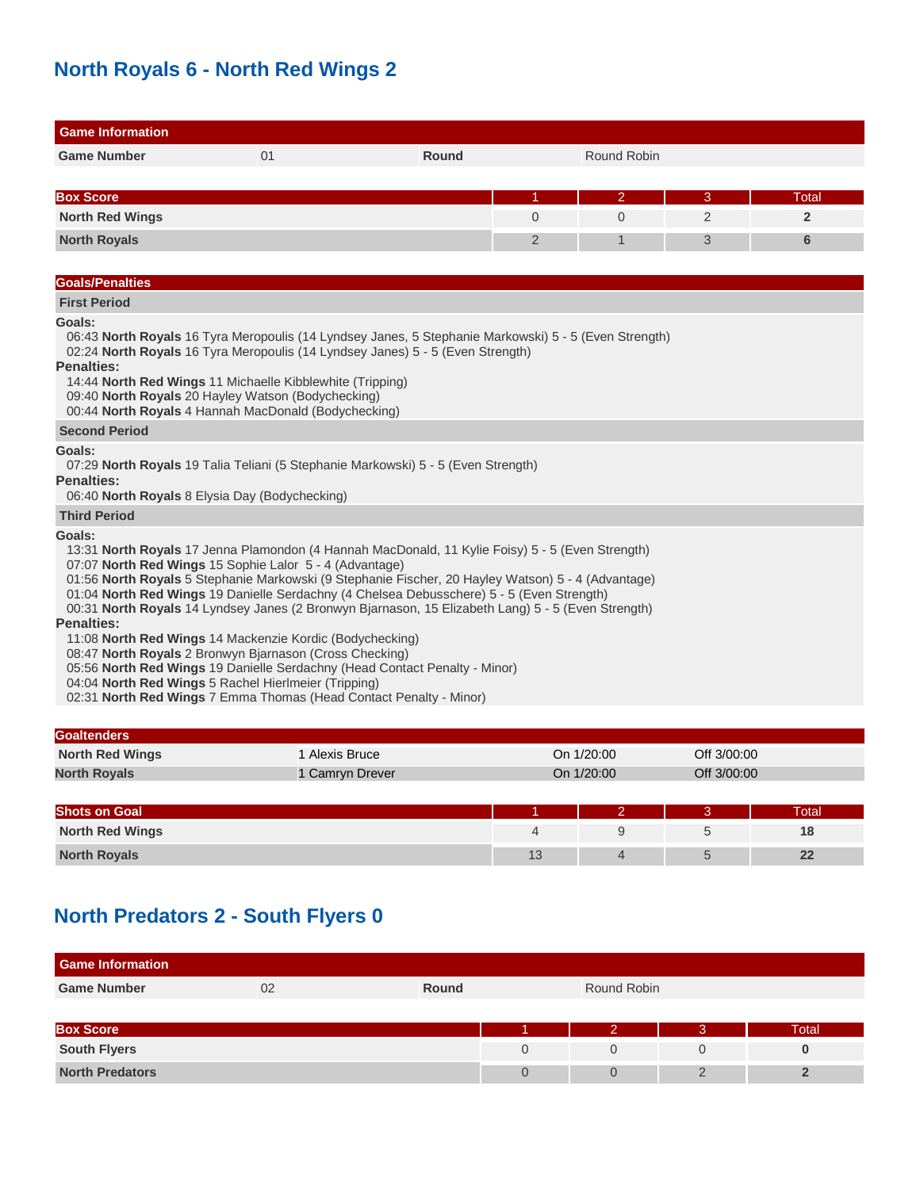## North Royals 6 - North Red Wings 2

| Game Information | | | |
|---|---|---|---|
| **Game Number** | 01 | **Round** | Round Robin |

| Box Score | 1 | 2 | 3 | Total |
|---|---|---|---|---|
| **North Red Wings** | 0 | 0 | 2 | **2** |
| **North Royals** | 2 | 1 | 3 | **6** |

**Goals/Penalties**

**First Period**

**Goals:**
06:43 **North Royals** 16 Tyra Meropoulis (14 Lyndsey Janes, 5 Stephanie Markowski) 5 - 5 (Even Strength)
02:24 **North Royals** 16 Tyra Meropoulis (14 Lyndsey Janes) 5 - 5 (Even Strength)

**Penalties:**
14:44 **North Red Wings** 11 Michaelle Kibblewhite (Tripping)
09:40 **North Royals** 20 Hayley Watson (Bodychecking)
00:44 **North Royals** 4 Hannah MacDonald (Bodychecking)

**Second Period**

**Goals:**
07:29 **North Royals** 19 Talia Teliani (5 Stephanie Markowski) 5 - 5 (Even Strength)

**Penalties:**
06:40 **North Royals** 8 Elysia Day (Bodychecking)

**Third Period**

**Goals:**
13:31 **North Royals** 17 Jenna Plamondon (4 Hannah MacDonald, 11 Kylie Foisy) 5 - 5 (Even Strength)
07:07 **North Red Wings** 15 Sophie Lalor 5 - 4 (Advantage)
01:56 **North Royals** 5 Stephanie Markowski (9 Stephanie Fischer, 20 Hayley Watson) 5 - 4 (Advantage)
01:04 **North Red Wings** 19 Danielle Serdachny (4 Chelsea Debusschere) 5 - 5 (Even Strength)
00:31 **North Royals** 14 Lyndsey Janes (2 Bronwyn Bjarnason, 15 Elizabeth Lang) 5 - 5 (Even Strength)

**Penalties:**
11:08 **North Red Wings** 14 Mackenzie Kordic (Bodychecking)
08:47 **North Royals** 2 Bronwyn Bjarnason (Cross Checking)
05:56 **North Red Wings** 19 Danielle Serdachny (Head Contact Penalty - Minor)
04:04 **North Red Wings** 5 Rachel Hierlmeier (Tripping)
02:31 **North Red Wings** 7 Emma Thomas (Head Contact Penalty - Minor)

| Goaltenders | | | |
|---|---|---|---|
| **North Red Wings** | 1 Alexis Bruce | On 1/20:00 | Off 3/00:00 |
| **North Royals** | 1 Camryn Drever | On 1/20:00 | Off 3/00:00 |

| Shots on Goal | 1 | 2 | 3 | Total |
|---|---|---|---|---|
| **North Red Wings** | 4 | 9 | 5 | **18** |
| **North Royals** | 13 | 4 | 5 | **22** |

## North Predators 2 - South Flyers 0

| Game Information | | | |
|---|---|---|---|
| **Game Number** | 02 | **Round** | Round Robin |

| Box Score | 1 | 2 | 3 | Total |
|---|---|---|---|---|
| **South Flyers** | 0 | 0 | 0 | **0** |
| **North Predators** | 0 | 0 | 2 | **2** |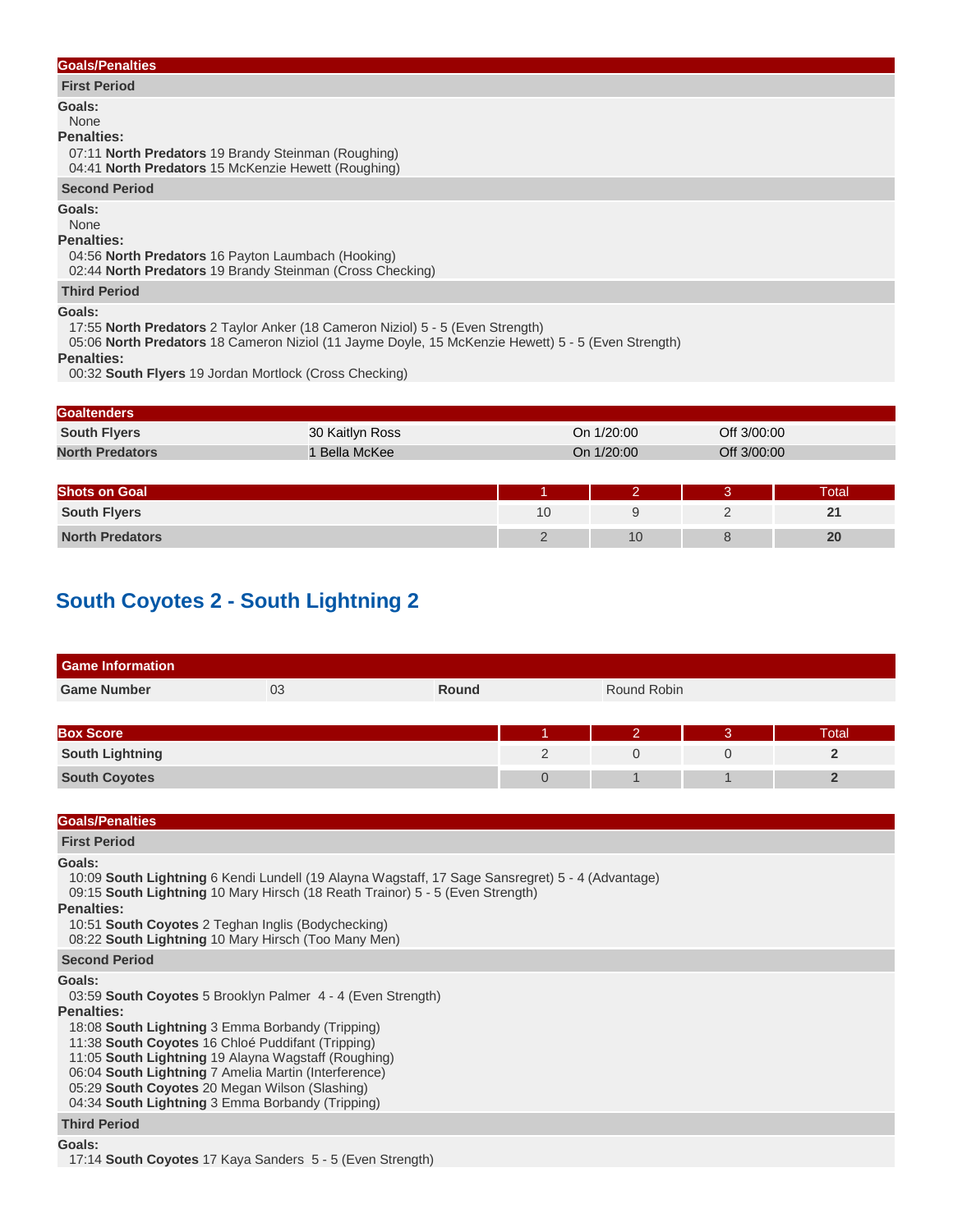### Goals/Penalties

**First Period**

**Goals:**

None

**Penalties:**

07:11 **North Predators** 19 Brandy Steinman (Roughing)
04:41 **North Predators** 15 McKenzie Hewett (Roughing)

**Second Period**

**Goals:**

None

**Penalties:**

04:56 **North Predators** 16 Payton Laumbach (Hooking)
02:44 **North Predators** 19 Brandy Steinman (Cross Checking)

**Third Period**

**Goals:**

17:55 **North Predators** 2 Taylor Anker (18 Cameron Niziol) 5 - 5 (Even Strength)
05:06 **North Predators** 18 Cameron Niziol (11 Jayme Doyle, 15 McKenzie Hewett) 5 - 5 (Even Strength)

**Penalties:**

00:32 **South Flyers** 19 Jordan Mortlock (Cross Checking)

### Goaltenders

| Team | Goaltender | On | Off |
|---|---|---|---|
| South Flyers | 30 Kaitlyn Ross | On 1/20:00 | Off 3/00:00 |
| North Predators | 1 Bella McKee | On 1/20:00 | Off 3/00:00 |

| Shots on Goal | 1 | 2 | 3 | Total |
|---|---|---|---|---|
| South Flyers | 10 | 9 | 2 | 21 |
| North Predators | 2 | 10 | 8 | 20 |

## South Coyotes 2 - South Lightning 2

| Game Information | | | |
|---|---|---|---|
| Game Number | 03 | Round | Round Robin |

| Box Score | 1 | 2 | 3 | Total |
|---|---|---|---|---|
| South Lightning | 2 | 0 | 0 | 2 |
| South Coyotes | 0 | 1 | 1 | 2 |

### Goals/Penalties

**First Period**

**Goals:**

10:09 **South Lightning** 6 Kendi Lundell (19 Alayna Wagstaff, 17 Sage Sansregret) 5 - 4 (Advantage)
09:15 **South Lightning** 10 Mary Hirsch (18 Reath Trainor) 5 - 5 (Even Strength)

**Penalties:**

10:51 **South Coyotes** 2 Teghan Inglis (Bodychecking)
08:22 **South Lightning** 10 Mary Hirsch (Too Many Men)

**Second Period**

**Goals:**

03:59 **South Coyotes** 5 Brooklyn Palmer 4 - 4 (Even Strength)

**Penalties:**

18:08 **South Lightning** 3 Emma Borbandy (Tripping)
11:38 **South Coyotes** 16 Chloé Puddifant (Tripping)
11:05 **South Lightning** 19 Alayna Wagstaff (Roughing)
06:04 **South Lightning** 7 Amelia Martin (Interference)
05:29 **South Coyotes** 20 Megan Wilson (Slashing)
04:34 **South Lightning** 3 Emma Borbandy (Tripping)

**Third Period**

**Goals:**

17:14 **South Coyotes** 17 Kaya Sanders 5 - 5 (Even Strength)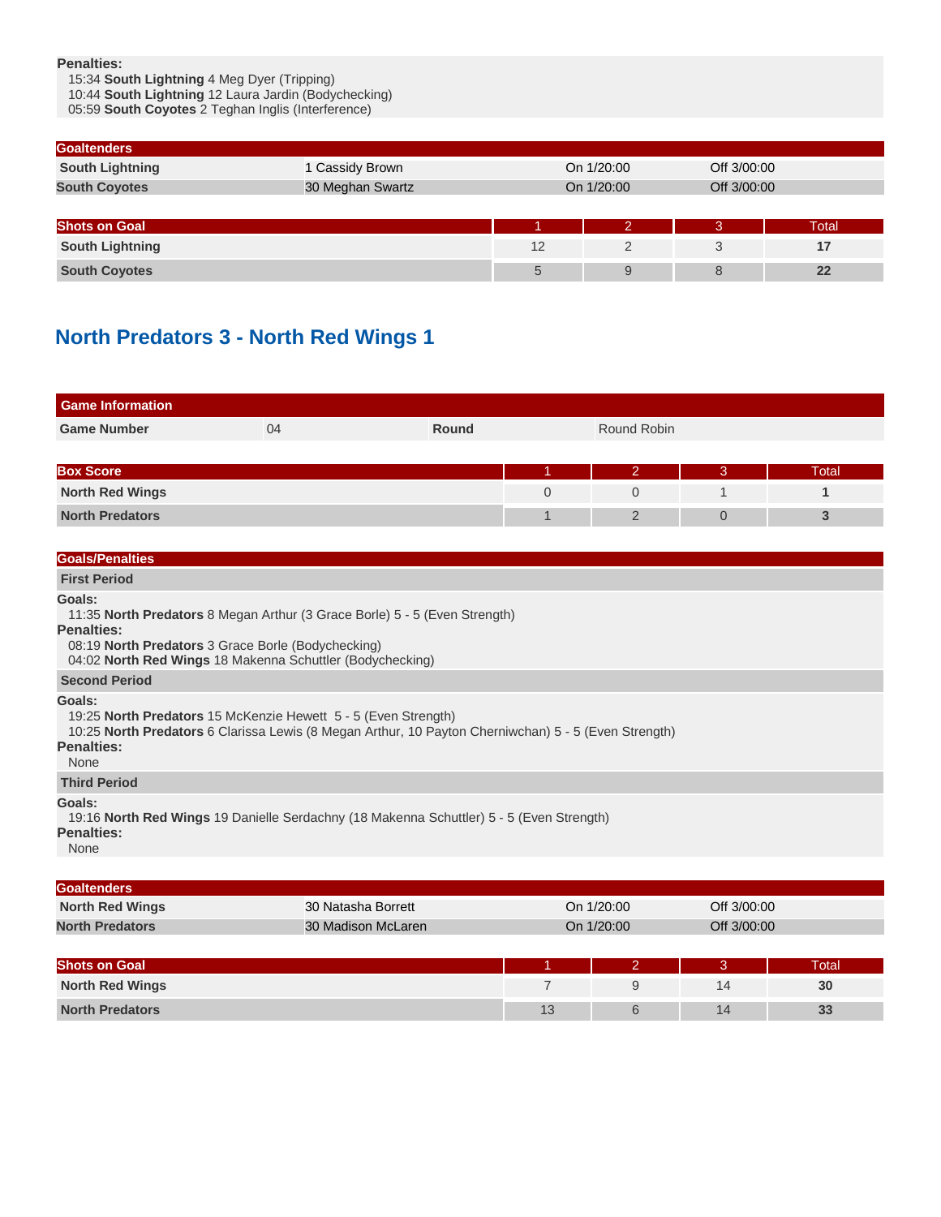**Penalties:**

15:34 **South Lightning** 4 Meg Dyer (Tripping)
10:44 **South Lightning** 12 Laura Jardin (Bodychecking)
05:59 **South Coyotes** 2 Teghan Inglis (Interference)

| Goaltenders | | | |
|---|---|---|---|
| South Lightning | 1 Cassidy Brown | On 1/20:00 | Off 3/00:00 |
| South Coyotes | 30 Meghan Swartz | On 1/20:00 | Off 3/00:00 |

| Shots on Goal | 1 | 2 | 3 | Total |
|---|---|---|---|---|
| South Lightning | 12 | 2 | 3 | **17** |
| South Coyotes | 5 | 9 | 8 | **22** |

## North Predators 3 - North Red Wings 1

| Game Information | | | |
|---|---|---|---|
| **Game Number** | 04 | **Round** | Round Robin |

| Box Score | 1 | 2 | 3 | Total |
|---|---|---|---|---|
| North Red Wings | 0 | 0 | 1 | **1** |
| North Predators | 1 | 2 | 0 | **3** |

### Goals/Penalties

**First Period**

**Goals:**

11:35 **North Predators** 8 Megan Arthur (3 Grace Borle) 5 - 5 (Even Strength)

**Penalties:**

08:19 **North Predators** 3 Grace Borle (Bodychecking)
04:02 **North Red Wings** 18 Makenna Schuttler (Bodychecking)

**Second Period**

**Goals:**

19:25 **North Predators** 15 McKenzie Hewett 5 - 5 (Even Strength)
10:25 **North Predators** 6 Clarissa Lewis (8 Megan Arthur, 10 Payton Cherniwchan) 5 - 5 (Even Strength)

**Penalties:**

None

**Third Period**

**Goals:**

19:16 **North Red Wings** 19 Danielle Serdachny (18 Makenna Schuttler) 5 - 5 (Even Strength)

**Penalties:**

None

| Goaltenders | | | |
|---|---|---|---|
| North Red Wings | 30 Natasha Borrett | On 1/20:00 | Off 3/00:00 |
| North Predators | 30 Madison McLaren | On 1/20:00 | Off 3/00:00 |

| Shots on Goal | 1 | 2 | 3 | Total |
|---|---|---|---|---|
| North Red Wings | 7 | 9 | 14 | **30** |
| North Predators | 13 | 6 | 14 | **33** |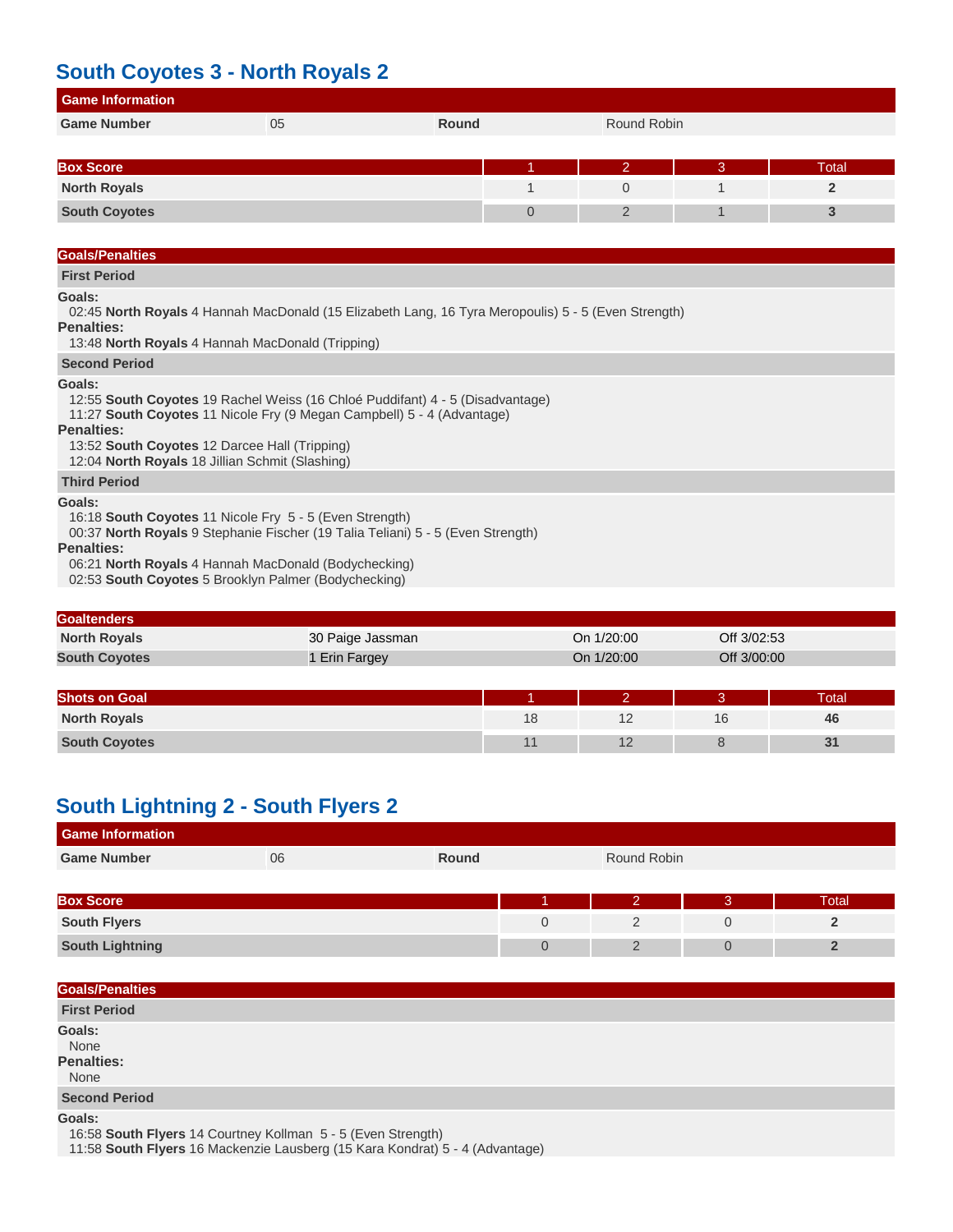## South Coyotes 3 - North Royals 2

| Game Information | | | |
|---|---|---|---|
| **Game Number** | 05 | **Round** | Round Robin |

| Box Score | 1 | 2 | 3 | Total |
|---|---|---|---|---|
| **North Royals** | 1 | 0 | 1 | **2** |
| **South Coyotes** | 0 | 2 | 1 | **3** |

### Goals/Penalties

**First Period**

**Goals:**
02:45 **North Royals** 4 Hannah MacDonald (15 Elizabeth Lang, 16 Tyra Meropoulis) 5 - 5 (Even Strength)

**Penalties:**
13:48 **North Royals** 4 Hannah MacDonald (Tripping)

**Second Period**

**Goals:**
12:55 **South Coyotes** 19 Rachel Weiss (16 Chloé Puddifant) 4 - 5 (Disadvantage)
11:27 **South Coyotes** 11 Nicole Fry (9 Megan Campbell) 5 - 4 (Advantage)

**Penalties:**
13:52 **South Coyotes** 12 Darcee Hall (Tripping)
12:04 **North Royals** 18 Jillian Schmit (Slashing)

**Third Period**

**Goals:**
16:18 **South Coyotes** 11 Nicole Fry 5 - 5 (Even Strength)
00:37 **North Royals** 9 Stephanie Fischer (19 Talia Teliani) 5 - 5 (Even Strength)

**Penalties:**
06:21 **North Royals** 4 Hannah MacDonald (Bodychecking)
02:53 **South Coyotes** 5 Brooklyn Palmer (Bodychecking)

| Goaltenders | | | |
|---|---|---|---|
| **North Royals** | 30 Paige Jassman | On 1/20:00 | Off 3/02:53 |
| **South Coyotes** | 1 Erin Fargey | On 1/20:00 | Off 3/00:00 |

| Shots on Goal | 1 | 2 | 3 | Total |
|---|---|---|---|---|
| **North Royals** | 18 | 12 | 16 | **46** |
| **South Coyotes** | 11 | 12 | 8 | **31** |

## South Lightning 2 - South Flyers 2

| Game Information | | | |
|---|---|---|---|
| **Game Number** | 06 | **Round** | Round Robin |

| Box Score | 1 | 2 | 3 | Total |
|---|---|---|---|---|
| **South Flyers** | 0 | 2 | 0 | **2** |
| **South Lightning** | 0 | 2 | 0 | **2** |

### Goals/Penalties

**First Period**

**Goals:**
None

**Penalties:**
None

**Second Period**

**Goals:**
16:58 **South Flyers** 14 Courtney Kollman 5 - 5 (Even Strength)
11:58 **South Flyers** 16 Mackenzie Lausberg (15 Kara Kondrat) 5 - 4 (Advantage)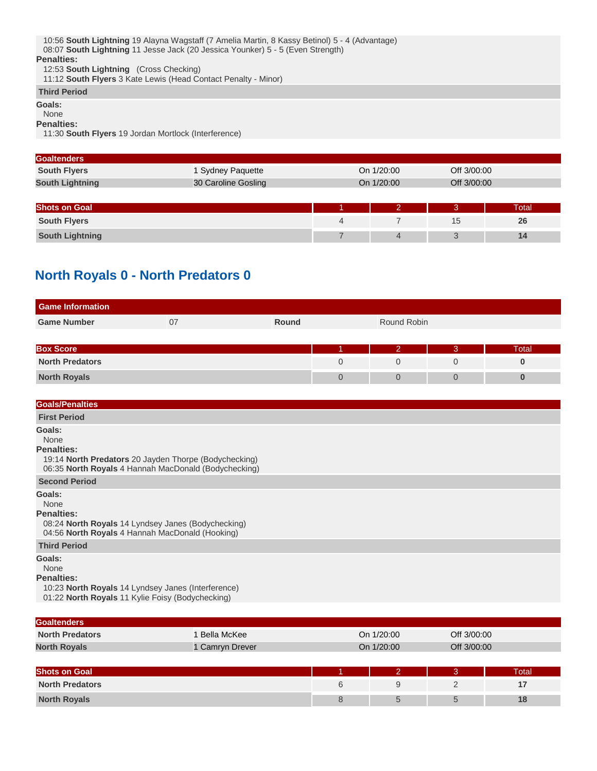10:56 **South Lightning** 19 Alayna Wagstaff (7 Amelia Martin, 8 Kassy Betinol) 5 - 4 (Advantage)
08:07 **South Lightning** 11 Jesse Jack (20 Jessica Younker) 5 - 5 (Even Strength)

**Penalties:**
12:53 **South Lightning** (Cross Checking)
11:12 **South Flyers** 3 Kate Lewis (Head Contact Penalty - Minor)

**Third Period**

**Goals:**
None

**Penalties:**
11:30 **South Flyers** 19 Jordan Mortlock (Interference)

| Goaltenders | | | |
|---|---|---|---|
| South Flyers | 1 Sydney Paquette | On 1/20:00 | Off 3/00:00 |
| South Lightning | 30 Caroline Gosling | On 1/20:00 | Off 3/00:00 |

| Shots on Goal | 1 | 2 | 3 | Total |
|---|---|---|---|---|
| South Flyers | 4 | 7 | 15 | 26 |
| South Lightning | 7 | 4 | 3 | 14 |

## North Royals 0 - North Predators 0

| Game Information | | | |
|---|---|---|---|
| Game Number | 07 | Round | Round Robin |

| Box Score | 1 | 2 | 3 | Total |
|---|---|---|---|---|
| North Predators | 0 | 0 | 0 | 0 |
| North Royals | 0 | 0 | 0 | 0 |

**Goals/Penalties**

**First Period**

**Goals:**
None

**Penalties:**
19:14 **North Predators** 20 Jayden Thorpe (Bodychecking)
06:35 **North Royals** 4 Hannah MacDonald (Bodychecking)

**Second Period**

**Goals:**
None

**Penalties:**
08:24 **North Royals** 14 Lyndsey Janes (Bodychecking)
04:56 **North Royals** 4 Hannah MacDonald (Hooking)

**Third Period**

**Goals:**
None

**Penalties:**
10:23 **North Royals** 14 Lyndsey Janes (Interference)
01:22 **North Royals** 11 Kylie Foisy (Bodychecking)

| Goaltenders | | | |
|---|---|---|---|
| North Predators | 1 Bella McKee | On 1/20:00 | Off 3/00:00 |
| North Royals | 1 Camryn Drever | On 1/20:00 | Off 3/00:00 |

| Shots on Goal | 1 | 2 | 3 | Total |
|---|---|---|---|---|
| North Predators | 6 | 9 | 2 | 17 |
| North Royals | 8 | 5 | 5 | 18 |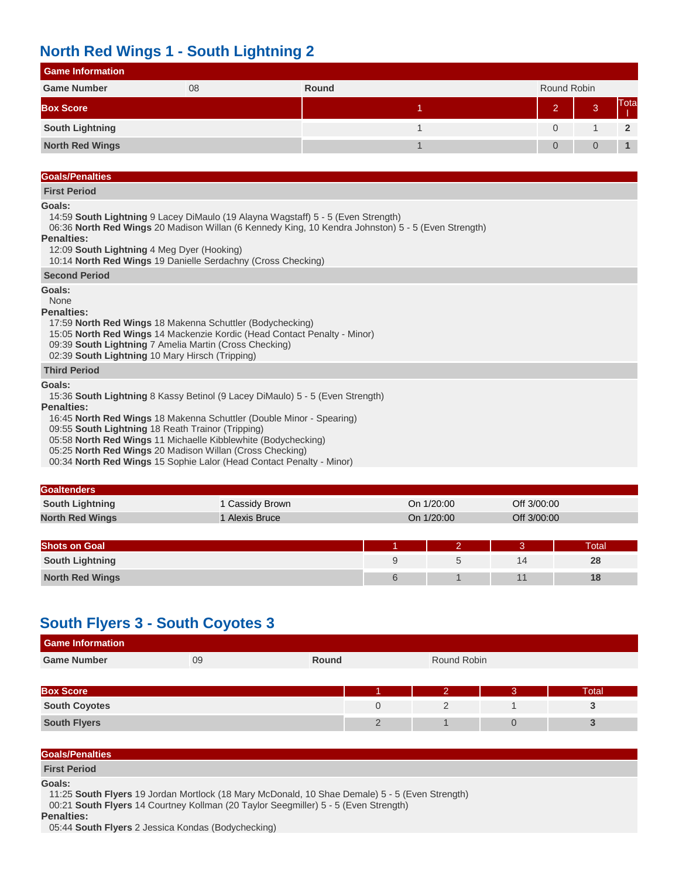## North Red Wings 1 - South Lightning 2

| Game Information | | | |
|---|---|---|---|
| Game Number | 08 | Round | Round Robin |

| Box Score | 1 | 2 | 3 | Total |
|---|---|---|---|---|
| South Lightning | 1 | 0 | 1 | **2** |
| North Red Wings | 1 | 0 | 0 | **1** |

### Goals/Penalties

**First Period**

**Goals:**

14:59 **South Lightning** 9 Lacey DiMaulo (19 Alayna Wagstaff) 5 - 5 (Even Strength)
06:36 **North Red Wings** 20 Madison Willan (6 Kennedy King, 10 Kendra Johnston) 5 - 5 (Even Strength)

**Penalties:**

12:09 **South Lightning** 4 Meg Dyer (Hooking)
10:14 **North Red Wings** 19 Danielle Serdachny (Cross Checking)

**Second Period**

**Goals:**

None

**Penalties:**

17:59 **North Red Wings** 18 Makenna Schuttler (Bodychecking)
15:05 **North Red Wings** 14 Mackenzie Kordic (Head Contact Penalty - Minor)
09:39 **South Lightning** 7 Amelia Martin (Cross Checking)
02:39 **South Lightning** 10 Mary Hirsch (Tripping)

**Third Period**

**Goals:**

15:36 **South Lightning** 8 Kassy Betinol (9 Lacey DiMaulo) 5 - 5 (Even Strength)

**Penalties:**

16:45 **North Red Wings** 18 Makenna Schuttler (Double Minor - Spearing)
09:55 **South Lightning** 18 Reath Trainor (Tripping)
05:58 **North Red Wings** 11 Michaelle Kibblewhite (Bodychecking)
05:25 **North Red Wings** 20 Madison Willan (Cross Checking)
00:34 **North Red Wings** 15 Sophie Lalor (Head Contact Penalty - Minor)

| Goaltenders | | | |
|---|---|---|---|
| South Lightning | 1 Cassidy Brown | On 1/20:00 | Off 3/00:00 |
| North Red Wings | 1 Alexis Bruce | On 1/20:00 | Off 3/00:00 |

| Shots on Goal | 1 | 2 | 3 | Total |
|---|---|---|---|---|
| South Lightning | 9 | 5 | 14 | **28** |
| North Red Wings | 6 | 1 | 11 | **18** |

## South Flyers 3 - South Coyotes 3

| Game Information | | | |
|---|---|---|---|
| Game Number | 09 | Round | Round Robin |

| Box Score | 1 | 2 | 3 | Total |
|---|---|---|---|---|
| South Coyotes | 0 | 2 | 1 | **3** |
| South Flyers | 2 | 1 | 0 | **3** |

### Goals/Penalties

**First Period**

**Goals:**

11:25 **South Flyers** 19 Jordan Mortlock (18 Mary McDonald, 10 Shae Demale) 5 - 5 (Even Strength)
00:21 **South Flyers** 14 Courtney Kollman (20 Taylor Seegmiller) 5 - 5 (Even Strength)

**Penalties:**

05:44 **South Flyers** 2 Jessica Kondas (Bodychecking)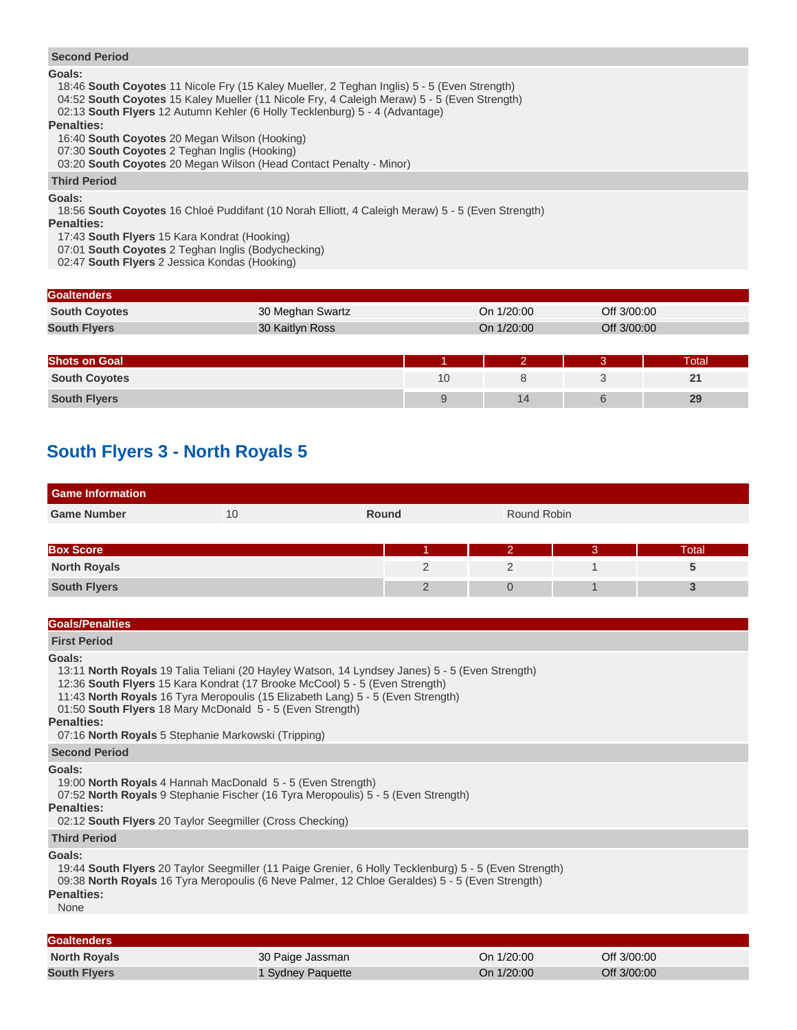**Second Period**

**Goals:**

18:46 **South Coyotes** 11 Nicole Fry (15 Kaley Mueller, 2 Teghan Inglis) 5 - 5 (Even Strength)
04:52 **South Coyotes** 15 Kaley Mueller (11 Nicole Fry, 4 Caleigh Meraw) 5 - 5 (Even Strength)
02:13 **South Flyers** 12 Autumn Kehler (6 Holly Tecklenburg) 5 - 4 (Advantage)

**Penalties:**

16:40 **South Coyotes** 20 Megan Wilson (Hooking)
07:30 **South Coyotes** 2 Teghan Inglis (Hooking)
03:20 **South Coyotes** 20 Megan Wilson (Head Contact Penalty - Minor)

**Third Period**

**Goals:**

18:56 **South Coyotes** 16 Chloé Puddifant (10 Norah Elliott, 4 Caleigh Meraw) 5 - 5 (Even Strength)

**Penalties:**

17:43 **South Flyers** 15 Kara Kondrat (Hooking)
07:01 **South Coyotes** 2 Teghan Inglis (Bodychecking)
02:47 **South Flyers** 2 Jessica Kondas (Hooking)

| Goaltenders | | | |
|---|---|---|---|
| **South Coyotes** | 30 Meghan Swartz | On 1/20:00 | Off 3/00:00 |
| **South Flyers** | 30 Kaitlyn Ross | On 1/20:00 | Off 3/00:00 |

| Shots on Goal | 1 | 2 | 3 | Total |
|---|---|---|---|---|
| **South Coyotes** | 10 | 8 | 3 | **21** |
| **South Flyers** | 9 | 14 | 6 | **29** |

## South Flyers 3 - North Royals 5

| Game Information | | | |
|---|---|---|---|
| **Game Number** | 10 | **Round** | Round Robin |

| Box Score | 1 | 2 | 3 | Total |
|---|---|---|---|---|
| **North Royals** | 2 | 2 | 1 | **5** |
| **South Flyers** | 2 | 0 | 1 | **3** |

**Goals/Penalties**

**First Period**

**Goals:**

13:11 **North Royals** 19 Talia Teliani (20 Hayley Watson, 14 Lyndsey Janes) 5 - 5 (Even Strength)
12:36 **South Flyers** 15 Kara Kondrat (17 Brooke McCool) 5 - 5 (Even Strength)
11:43 **North Royals** 16 Tyra Meropoulis (15 Elizabeth Lang) 5 - 5 (Even Strength)
01:50 **South Flyers** 18 Mary McDonald 5 - 5 (Even Strength)

**Penalties:**

07:16 **North Royals** 5 Stephanie Markowski (Tripping)

**Second Period**

**Goals:**

19:00 **North Royals** 4 Hannah MacDonald 5 - 5 (Even Strength)
07:52 **North Royals** 9 Stephanie Fischer (16 Tyra Meropoulis) 5 - 5 (Even Strength)

**Penalties:**

02:12 **South Flyers** 20 Taylor Seegmiller (Cross Checking)

**Third Period**

**Goals:**

19:44 **South Flyers** 20 Taylor Seegmiller (11 Paige Grenier, 6 Holly Tecklenburg) 5 - 5 (Even Strength)
09:38 **North Royals** 16 Tyra Meropoulis (6 Neve Palmer, 12 Chloe Geraldes) 5 - 5 (Even Strength)

**Penalties:**

None

| Goaltenders | | | |
|---|---|---|---|
| **North Royals** | 30 Paige Jassman | On 1/20:00 | Off 3/00:00 |
| **South Flyers** | 1 Sydney Paquette | On 1/20:00 | Off 3/00:00 |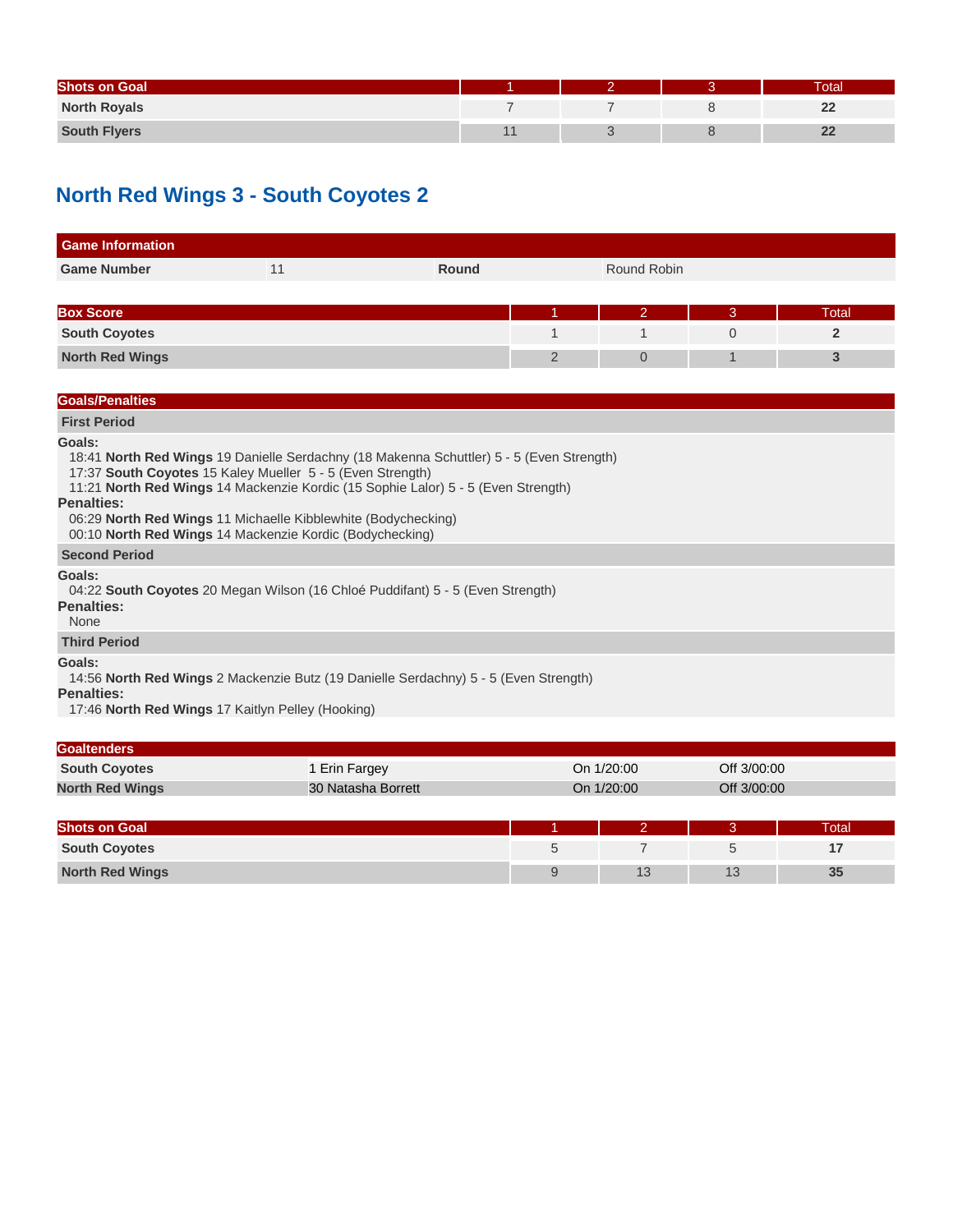| Shots on Goal | 1 | 2 | 3 | Total |
| --- | --- | --- | --- | --- |
| North Royals | 7 | 7 | 8 | **22** |
| South Flyers | 11 | 3 | 8 | **22** |

## North Red Wings 3 - South Coyotes 2

| Game Information | | | |
| --- | --- | --- | --- |
| **Game Number** | 11 | **Round** | Round Robin |

| Box Score | 1 | 2 | 3 | Total |
| --- | --- | --- | --- | --- |
| South Coyotes | 1 | 1 | 0 | **2** |
| North Red Wings | 2 | 0 | 1 | **3** |

### Goals/Penalties

**First Period**

**Goals:**

18:41 **North Red Wings** 19 Danielle Serdachny (18 Makenna Schuttler) 5 - 5 (Even Strength)
17:37 **South Coyotes** 15 Kaley Mueller 5 - 5 (Even Strength)
11:21 **North Red Wings** 14 Mackenzie Kordic (15 Sophie Lalor) 5 - 5 (Even Strength)

**Penalties:**

06:29 **North Red Wings** 11 Michaelle Kibblewhite (Bodychecking)
00:10 **North Red Wings** 14 Mackenzie Kordic (Bodychecking)

**Second Period**

**Goals:**

04:22 **South Coyotes** 20 Megan Wilson (16 Chloé Puddifant) 5 - 5 (Even Strength)

**Penalties:**

None

**Third Period**

**Goals:**

14:56 **North Red Wings** 2 Mackenzie Butz (19 Danielle Serdachny) 5 - 5 (Even Strength)

**Penalties:**

17:46 **North Red Wings** 17 Kaitlyn Pelley (Hooking)

| Goaltenders | | | |
| --- | --- | --- | --- |
| South Coyotes | 1 Erin Fargey | On 1/20:00 | Off 3/00:00 |
| North Red Wings | 30 Natasha Borrett | On 1/20:00 | Off 3/00:00 |

| Shots on Goal | 1 | 2 | 3 | Total |
| --- | --- | --- | --- | --- |
| South Coyotes | 5 | 7 | 5 | **17** |
| North Red Wings | 9 | 13 | 13 | **35** |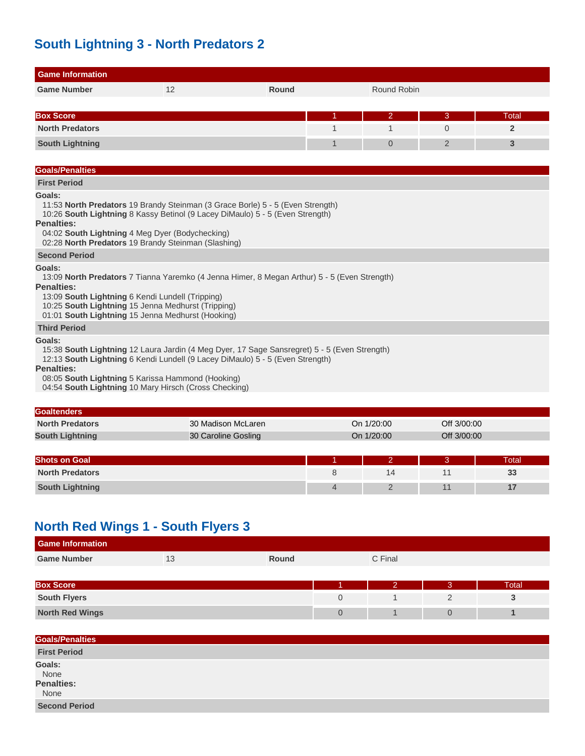## South Lightning 3 - North Predators 2

| Game Information | | | |
|---|---|---|---|
| **Game Number** | 12 | **Round** | Round Robin |

| Box Score | 1 | 2 | 3 | Total |
|---|---|---|---|---|
| **North Predators** | 1 | 1 | 0 | **2** |
| **South Lightning** | 1 | 0 | 2 | **3** |

**Goals/Penalties**

**First Period**

**Goals:**
11:53 **North Predators** 19 Brandy Steinman (3 Grace Borle) 5 - 5 (Even Strength)
10:26 **South Lightning** 8 Kassy Betinol (9 Lacey DiMaulo) 5 - 5 (Even Strength)

**Penalties:**
04:02 **South Lightning** 4 Meg Dyer (Bodychecking)
02:28 **North Predators** 19 Brandy Steinman (Slashing)

**Second Period**

**Goals:**
13:09 **North Predators** 7 Tianna Yaremko (4 Jenna Himer, 8 Megan Arthur) 5 - 5 (Even Strength)

**Penalties:**
13:09 **South Lightning** 6 Kendi Lundell (Tripping)
10:25 **South Lightning** 15 Jenna Medhurst (Tripping)
01:01 **South Lightning** 15 Jenna Medhurst (Hooking)

**Third Period**

**Goals:**
15:38 **South Lightning** 12 Laura Jardin (4 Meg Dyer, 17 Sage Sansregret) 5 - 5 (Even Strength)
12:13 **South Lightning** 6 Kendi Lundell (9 Lacey DiMaulo) 5 - 5 (Even Strength)

**Penalties:**
08:05 **South Lightning** 5 Karissa Hammond (Hooking)
04:54 **South Lightning** 10 Mary Hirsch (Cross Checking)

| Goaltenders | | | |
|---|---|---|---|
| **North Predators** | 30 Madison McLaren | On 1/20:00 | Off 3/00:00 |
| **South Lightning** | 30 Caroline Gosling | On 1/20:00 | Off 3/00:00 |

| Shots on Goal | 1 | 2 | 3 | Total |
|---|---|---|---|---|
| **North Predators** | 8 | 14 | 11 | **33** |
| **South Lightning** | 4 | 2 | 11 | **17** |

## North Red Wings 1 - South Flyers 3

| Game Information | | | |
|---|---|---|---|
| **Game Number** | 13 | **Round** | C Final |

| Box Score | 1 | 2 | 3 | Total |
|---|---|---|---|---|
| **South Flyers** | 0 | 1 | 2 | **3** |
| **North Red Wings** | 0 | 1 | 0 | **1** |

**Goals/Penalties**

**First Period**

**Goals:**
None

**Penalties:**
None

**Second Period**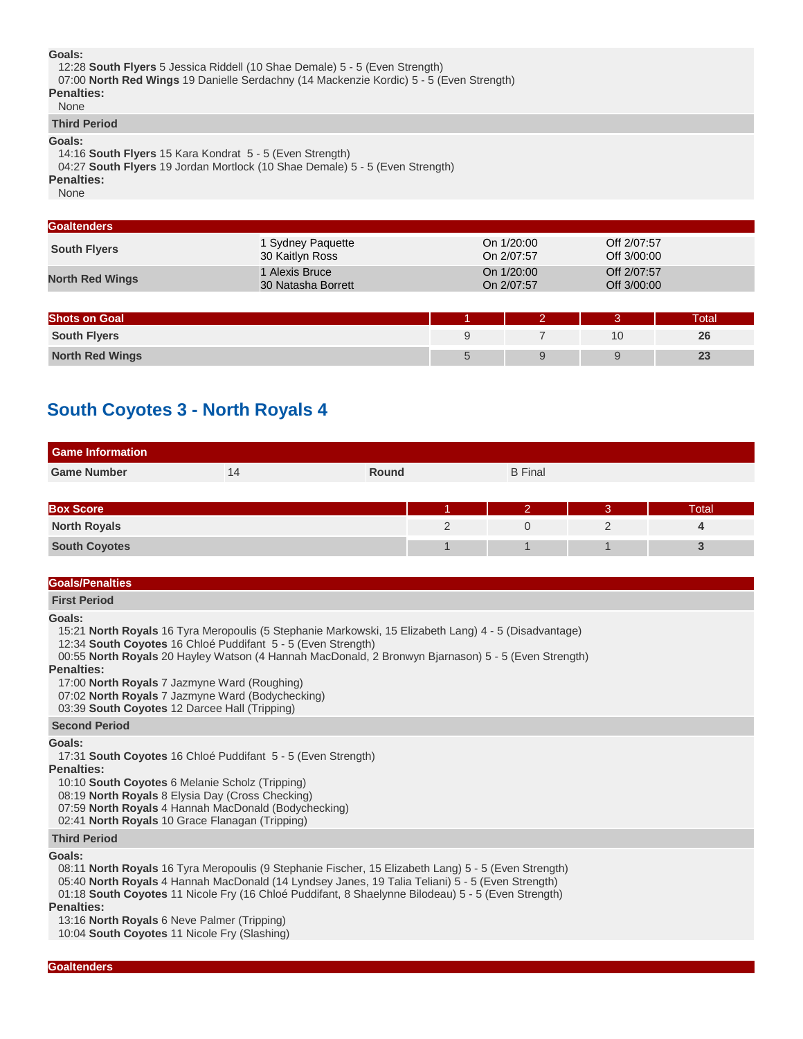**Goals:**

12:28 **South Flyers** 5 Jessica Riddell (10 Shae Demale) 5 - 5 (Even Strength)
07:00 **North Red Wings** 19 Danielle Serdachny (14 Mackenzie Kordic) 5 - 5 (Even Strength)

**Penalties:**

None

**Third Period**

**Goals:**

14:16 **South Flyers** 15 Kara Kondrat 5 - 5 (Even Strength)
04:27 **South Flyers** 19 Jordan Mortlock (10 Shae Demale) 5 - 5 (Even Strength)

**Penalties:**

None

| Goaltenders | | | |
|---|---|---|---|
| South Flyers | 1 Sydney Paquette<br>30 Kaitlyn Ross | On 1/20:00<br>On 2/07:57 | Off 2/07:57<br>Off 3/00:00 |
| North Red Wings | 1 Alexis Bruce<br>30 Natasha Borrett | On 1/20:00<br>On 2/07:57 | Off 2/07:57<br>Off 3/00:00 |

| Shots on Goal | 1 | 2 | 3 | Total |
|---|---|---|---|---|
| South Flyers | 9 | 7 | 10 | **26** |
| North Red Wings | 5 | 9 | 9 | **23** |

## South Coyotes 3 - North Royals 4

| Game Information | | | |
|---|---|---|---|
| Game Number | 14 | Round | B Final |

| Box Score | 1 | 2 | 3 | Total |
|---|---|---|---|---|
| North Royals | 2 | 0 | 2 | **4** |
| South Coyotes | 1 | 1 | 1 | **3** |

**Goals/Penalties**

**First Period**

**Goals:**

15:21 **North Royals** 16 Tyra Meropoulis (5 Stephanie Markowski, 15 Elizabeth Lang) 4 - 5 (Disadvantage)
12:34 **South Coyotes** 16 Chloé Puddifant 5 - 5 (Even Strength)
00:55 **North Royals** 20 Hayley Watson (4 Hannah MacDonald, 2 Bronwyn Bjarnason) 5 - 5 (Even Strength)

**Penalties:**

17:00 **North Royals** 7 Jazmyne Ward (Roughing)
07:02 **North Royals** 7 Jazmyne Ward (Bodychecking)
03:39 **South Coyotes** 12 Darcee Hall (Tripping)

**Second Period**

**Goals:**

17:31 **South Coyotes** 16 Chloé Puddifant 5 - 5 (Even Strength)

**Penalties:**

10:10 **South Coyotes** 6 Melanie Scholz (Tripping)
08:19 **North Royals** 8 Elysia Day (Cross Checking)
07:59 **North Royals** 4 Hannah MacDonald (Bodychecking)
02:41 **North Royals** 10 Grace Flanagan (Tripping)

**Third Period**

**Goals:**

08:11 **North Royals** 16 Tyra Meropoulis (9 Stephanie Fischer, 15 Elizabeth Lang) 5 - 5 (Even Strength)
05:40 **North Royals** 4 Hannah MacDonald (14 Lyndsey Janes, 19 Talia Teliani) 5 - 5 (Even Strength)
01:18 **South Coyotes** 11 Nicole Fry (16 Chloé Puddifant, 8 Shaelynne Bilodeau) 5 - 5 (Even Strength)

**Penalties:**

13:16 **North Royals** 6 Neve Palmer (Tripping)
10:04 **South Coyotes** 11 Nicole Fry (Slashing)

**Goaltenders**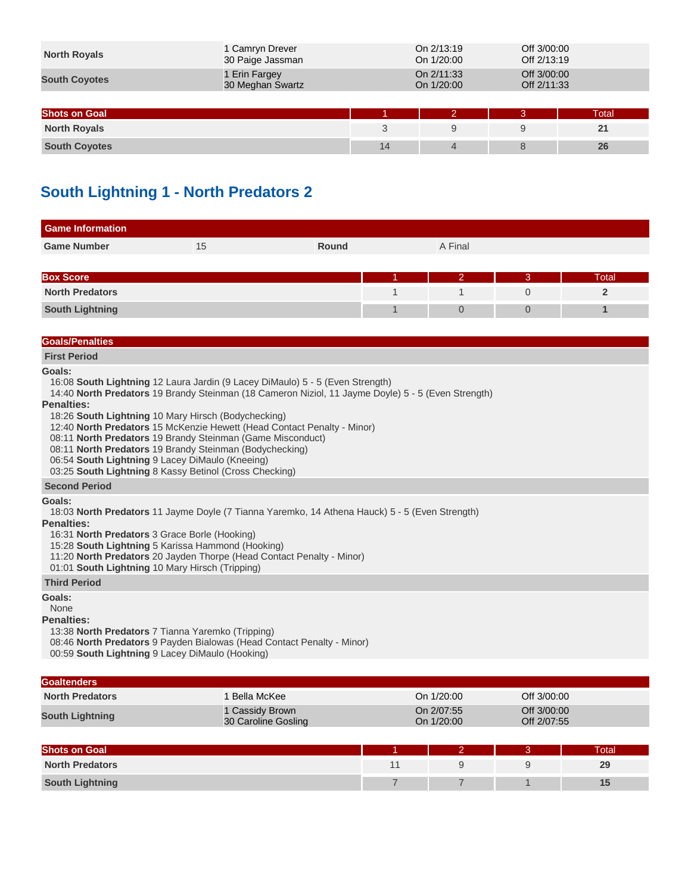| | | | |
|---|---|---|---|
| North Royals | 1 Camryn Drever<br>30 Paige Jassman | On 2/13:19<br>On 1/20:00 | Off 3/00:00<br>Off 2/13:19 |
| South Coyotes | 1 Erin Fargey<br>30 Meghan Swartz | On 2/11:33<br>On 1/20:00 | Off 3/00:00<br>Off 2/11:33 |

| Shots on Goal | 1 | 2 | 3 | Total |
|---|---|---|---|---|
| North Royals | 3 | 9 | 9 | **21** |
| South Coyotes | 14 | 4 | 8 | **26** |

## South Lightning 1 - North Predators 2

| Game Information | | | |
|---|---|---|---|
| **Game Number** | 15 | **Round** | A Final |

| Box Score | 1 | 2 | 3 | Total |
|---|---|---|---|---|
| North Predators | 1 | 1 | 0 | **2** |
| South Lightning | 1 | 0 | 0 | **1** |

### Goals/Penalties

**First Period**

**Goals:**

16:08 **South Lightning** 12 Laura Jardin (9 Lacey DiMaulo) 5 - 5 (Even Strength)
14:40 **North Predators** 19 Brandy Steinman (18 Cameron Niziol, 11 Jayme Doyle) 5 - 5 (Even Strength)

**Penalties:**

18:26 **South Lightning** 10 Mary Hirsch (Bodychecking)
12:40 **North Predators** 15 McKenzie Hewett (Head Contact Penalty - Minor)
08:11 **North Predators** 19 Brandy Steinman (Game Misconduct)
08:11 **North Predators** 19 Brandy Steinman (Bodychecking)
06:54 **South Lightning** 9 Lacey DiMaulo (Kneeing)
03:25 **South Lightning** 8 Kassy Betinol (Cross Checking)

**Second Period**

**Goals:**

18:03 **North Predators** 11 Jayme Doyle (7 Tianna Yaremko, 14 Athena Hauck) 5 - 5 (Even Strength)

**Penalties:**

16:31 **North Predators** 3 Grace Borle (Hooking)
15:28 **South Lightning** 5 Karissa Hammond (Hooking)
11:20 **North Predators** 20 Jayden Thorpe (Head Contact Penalty - Minor)
01:01 **South Lightning** 10 Mary Hirsch (Tripping)

**Third Period**

**Goals:**

None

**Penalties:**

13:38 **North Predators** 7 Tianna Yaremko (Tripping)
08:46 **North Predators** 9 Payden Bialowas (Head Contact Penalty - Minor)
00:59 **South Lightning** 9 Lacey DiMaulo (Hooking)

| Goaltenders | | | |
|---|---|---|---|
| North Predators | 1 Bella McKee | On 1/20:00 | Off 3/00:00 |
| South Lightning | 1 Cassidy Brown<br>30 Caroline Gosling | On 2/07:55<br>On 1/20:00 | Off 3/00:00<br>Off 2/07:55 |

| Shots on Goal | 1 | 2 | 3 | Total |
|---|---|---|---|---|
| North Predators | 11 | 9 | 9 | **29** |
| South Lightning | 7 | 7 | 1 | **15** |